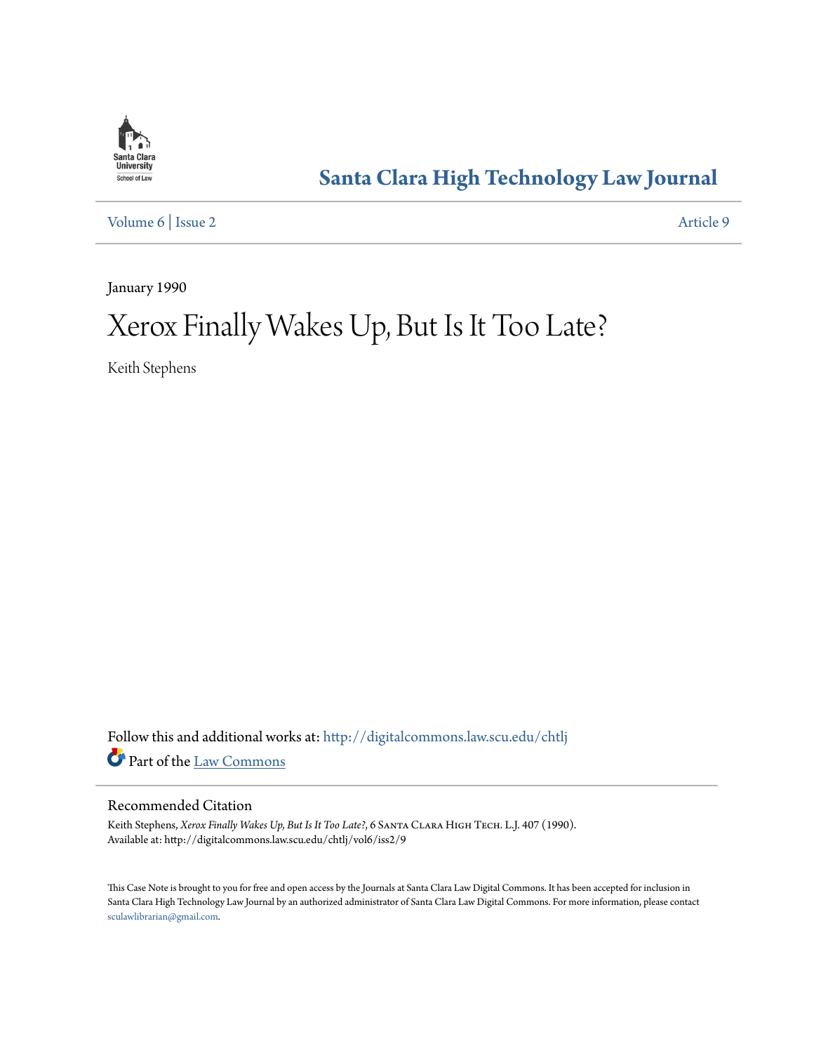# Santa Clara High Technology Law Journal

Volume 6 | Issue 2 Article 9

January 1990

# Xerox Finally Wakes Up, But Is It Too Late?

Keith Stephens

Follow this and additional works at: http://digitalcommons.law.scu.edu/chtlj

Part of the Law Commons

## Recommended Citation

Keith Stephens, *Xerox Finally Wakes Up, But Is It Too Late?*, 6 Santa Clara High Tech. L.J. 407 (1990).
Available at: http://digitalcommons.law.scu.edu/chtlj/vol6/iss2/9

This Case Note is brought to you for free and open access by the Journals at Santa Clara Law Digital Commons. It has been accepted for inclusion in Santa Clara High Technology Law Journal by an authorized administrator of Santa Clara Law Digital Commons. For more information, please contact sculawlibrarian@gmail.com.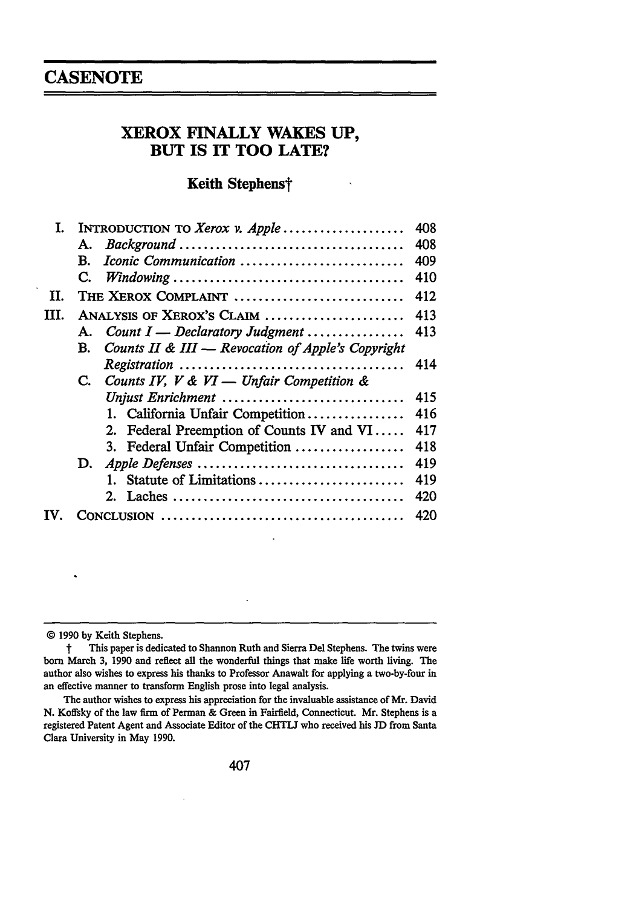# CASENOTE

## XEROX FINALLY WAKES UP, BUT IS IT TOO LATE?

**Keith Stephens†**

| | | |
|---|---|---|
| I. | INTRODUCTION TO *Xerox v. Apple* | 408 |
| | A. *Background* | 408 |
| | B. *Iconic Communication* | 409 |
| | C. *Windowing* | 410 |
| II. | THE XEROX COMPLAINT | 412 |
| III. | ANALYSIS OF XEROX'S CLAIM | 413 |
| | A. *Count I — Declaratory Judgment* | 413 |
| | B. *Counts II & III — Revocation of Apple's Copyright Registration* | 414 |
| | C. *Counts IV, V & VI — Unfair Competition & Unjust Enrichment* | 415 |
| | 1. California Unfair Competition | 416 |
| | 2. Federal Preemption of Counts IV and VI | 417 |
| | 3. Federal Unfair Competition | 418 |
| | D. *Apple Defenses* | 419 |
| | 1. Statute of Limitations | 419 |
| | 2. Laches | 420 |
| IV. | CONCLUSION | 420 |

---

© 1990 by Keith Stephens.

† This paper is dedicated to Shannon Ruth and Sierra Del Stephens. The twins were born March 3, 1990 and reflect all the wonderful things that make life worth living. The author also wishes to express his thanks to Professor Anawalt for applying a two-by-four in an effective manner to transform English prose into legal analysis.

The author wishes to express his appreciation for the invaluable assistance of Mr. David N. Koffsky of the law firm of Perman & Green in Fairfield, Connecticut. Mr. Stephens is a registered Patent Agent and Associate Editor of the CHTLJ who received his JD from Santa Clara University in May 1990.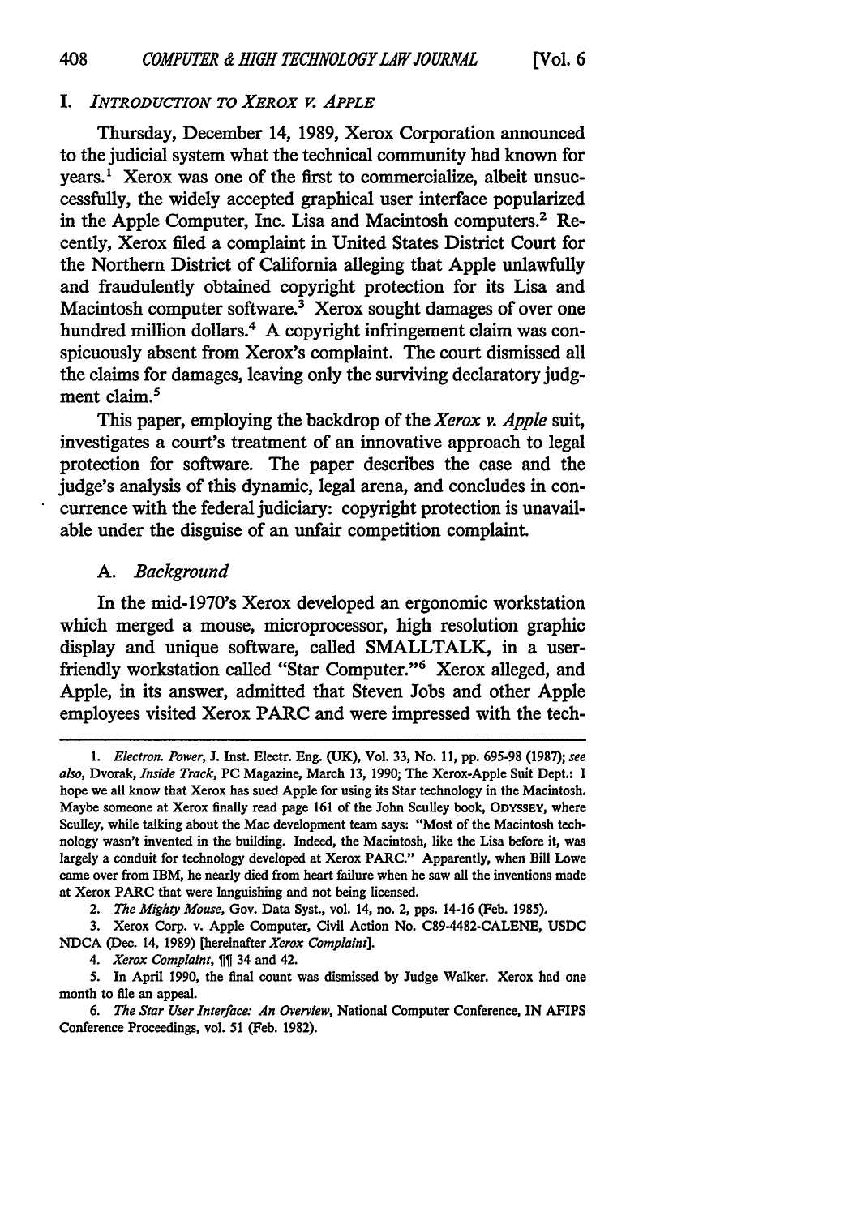## I. *Introduction to Xerox v. Apple*

Thursday, December 14, 1989, Xerox Corporation announced to the judicial system what the technical community had known for years.[1] Xerox was one of the first to commercialize, albeit unsuccessfully, the widely accepted graphical user interface popularized in the Apple Computer, Inc. Lisa and Macintosh computers.[2] Recently, Xerox filed a complaint in United States District Court for the Northern District of California alleging that Apple unlawfully and fraudulently obtained copyright protection for its Lisa and Macintosh computer software.[3] Xerox sought damages of over one hundred million dollars.[4] A copyright infringement claim was conspicuously absent from Xerox's complaint. The court dismissed all the claims for damages, leaving only the surviving declaratory judgment claim.[5]

This paper, employing the backdrop of the *Xerox v. Apple* suit, investigates a court's treatment of an innovative approach to legal protection for software. The paper describes the case and the judge's analysis of this dynamic, legal arena, and concludes in concurrence with the federal judiciary: copyright protection is unavailable under the disguise of an unfair competition complaint.

### A. *Background*

In the mid-1970's Xerox developed an ergonomic workstation which merged a mouse, microprocessor, high resolution graphic display and unique software, called SMALLTALK, in a user-friendly workstation called "Star Computer."[6] Xerox alleged, and Apple, in its answer, admitted that Steven Jobs and other Apple employees visited Xerox PARC and were impressed with the tech-

---

1. *Electron. Power*, J. Inst. Electr. Eng. (UK), Vol. 33, No. 11, pp. 695-98 (1987); *see also*, Dvorak, *Inside Track*, PC Magazine, March 13, 1990; The Xerox-Apple Suit Dept.: I hope we all know that Xerox has sued Apple for using its Star technology in the Macintosh. Maybe someone at Xerox finally read page 161 of the John Sculley book, ODYSSEY, where Sculley, while talking about the Mac development team says: "Most of the Macintosh technology wasn't invented in the building. Indeed, the Macintosh, like the Lisa before it, was largely a conduit for technology developed at Xerox PARC." Apparently, when Bill Lowe came over from IBM, he nearly died from heart failure when he saw all the inventions made at Xerox PARC that were languishing and not being licensed.

2. *The Mighty Mouse*, Gov. Data Syst., vol. 14, no. 2, pps. 14-16 (Feb. 1985).

3. Xerox Corp. v. Apple Computer, Civil Action No. C89-4482-CALENE, USDC NDCA (Dec. 14, 1989) [hereinafter *Xerox Complaint*].

4. *Xerox Complaint*, ¶¶ 34 and 42.

5. In April 1990, the final count was dismissed by Judge Walker. Xerox had one month to file an appeal.

6. *The Star User Interface: An Overview*, National Computer Conference, IN AFIPS Conference Proceedings, vol. 51 (Feb. 1982).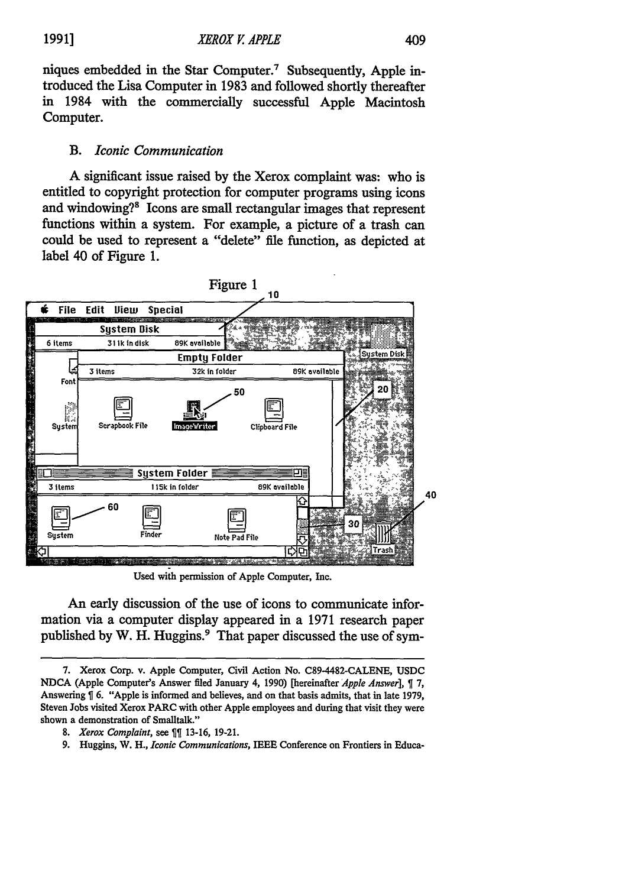niques embedded in the Star Computer.[7] Subsequently, Apple introduced the Lisa Computer in 1983 and followed shortly thereafter in 1984 with the commercially successful Apple Macintosh Computer.

### B. *Iconic Communication*

A significant issue raised by the Xerox complaint was: who is entitled to copyright protection for computer programs using icons and windowing?[8] Icons are small rectangular images that represent functions within a system. For example, a picture of a trash can could be used to represent a "delete" file function, as depicted at label 40 of Figure 1.

Figure 1

Used with permission of Apple Computer, Inc.

An early discussion of the use of icons to communicate information via a computer display appeared in a 1971 research paper published by W. H. Huggins.[9] That paper discussed the use of sym-

---

7. Xerox Corp. v. Apple Computer, Civil Action No. C89-4482-CALENE, USDC NDCA (Apple Computer's Answer filed January 4, 1990) [hereinafter *Apple Answer*], ¶ 7, Answering ¶ 6. "Apple is informed and believes, and on that basis admits, that in late 1979, Steven Jobs visited Xerox PARC with other Apple employees and during that visit they were shown a demonstration of Smalltalk."

8. *Xerox Complaint*, see ¶¶ 13-16, 19-21.

9. Huggins, W. H., *Iconic Communications*, IEEE Conference on Frontiers in Educa-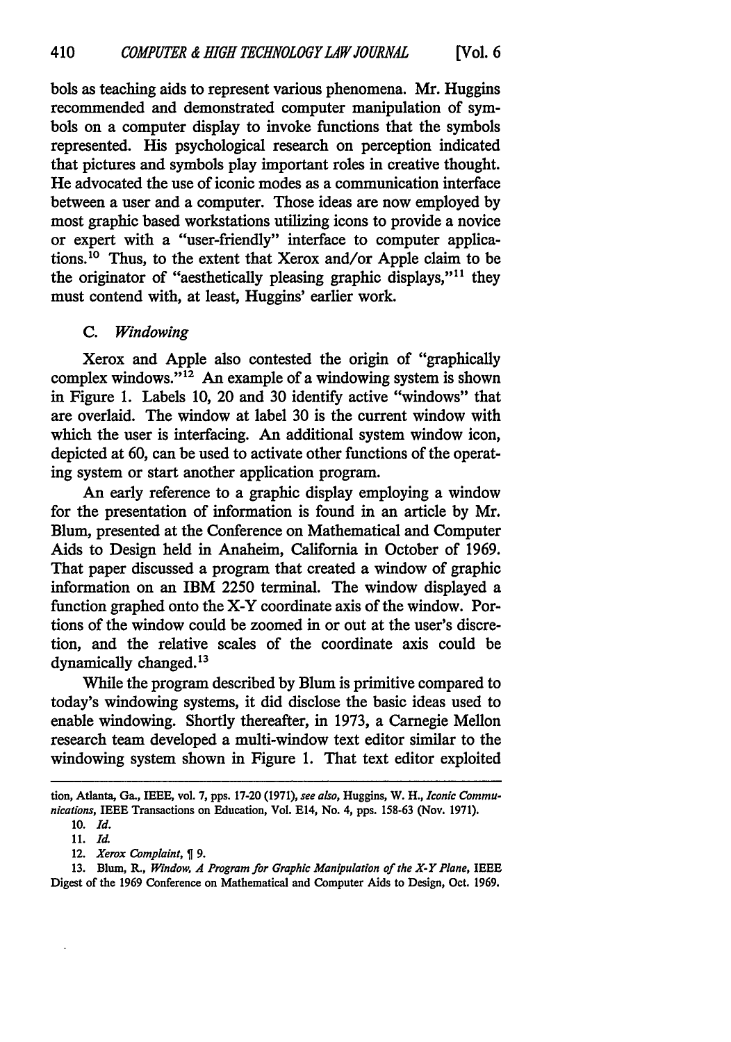bols as teaching aids to represent various phenomena. Mr. Huggins recommended and demonstrated computer manipulation of symbols on a computer display to invoke functions that the symbols represented. His psychological research on perception indicated that pictures and symbols play important roles in creative thought. He advocated the use of iconic modes as a communication interface between a user and a computer. Those ideas are now employed by most graphic based workstations utilizing icons to provide a novice or expert with a "user-friendly" interface to computer applications.[10] Thus, to the extent that Xerox and/or Apple claim to be the originator of "aesthetically pleasing graphic displays,"[11] they must contend with, at least, Huggins' earlier work.

### C. *Windowing*

Xerox and Apple also contested the origin of "graphically complex windows."[12] An example of a windowing system is shown in Figure 1. Labels 10, 20 and 30 identify active "windows" that are overlaid. The window at label 30 is the current window with which the user is interfacing. An additional system window icon, depicted at 60, can be used to activate other functions of the operating system or start another application program.

An early reference to a graphic display employing a window for the presentation of information is found in an article by Mr. Blum, presented at the Conference on Mathematical and Computer Aids to Design held in Anaheim, California in October of 1969. That paper discussed a program that created a window of graphic information on an IBM 2250 terminal. The window displayed a function graphed onto the X-Y coordinate axis of the window. Portions of the window could be zoomed in or out at the user's discretion, and the relative scales of the coordinate axis could be dynamically changed.[13]

While the program described by Blum is primitive compared to today's windowing systems, it did disclose the basic ideas used to enable windowing. Shortly thereafter, in 1973, a Carnegie Mellon research team developed a multi-window text editor similar to the windowing system shown in Figure 1. That text editor exploited

---

tion, Atlanta, Ga., IEEE, vol. 7, pps. 17-20 (1971), *see also*, Huggins, W. H., *Iconic Communications*, IEEE Transactions on Education, Vol. E14, No. 4, pps. 158-63 (Nov. 1971).

10. *Id.*

11. *Id.*

12. *Xerox Complaint*, ¶ 9.

13. Blum, R., *Window, A Program for Graphic Manipulation of the X-Y Plane*, IEEE Digest of the 1969 Conference on Mathematical and Computer Aids to Design, Oct. 1969.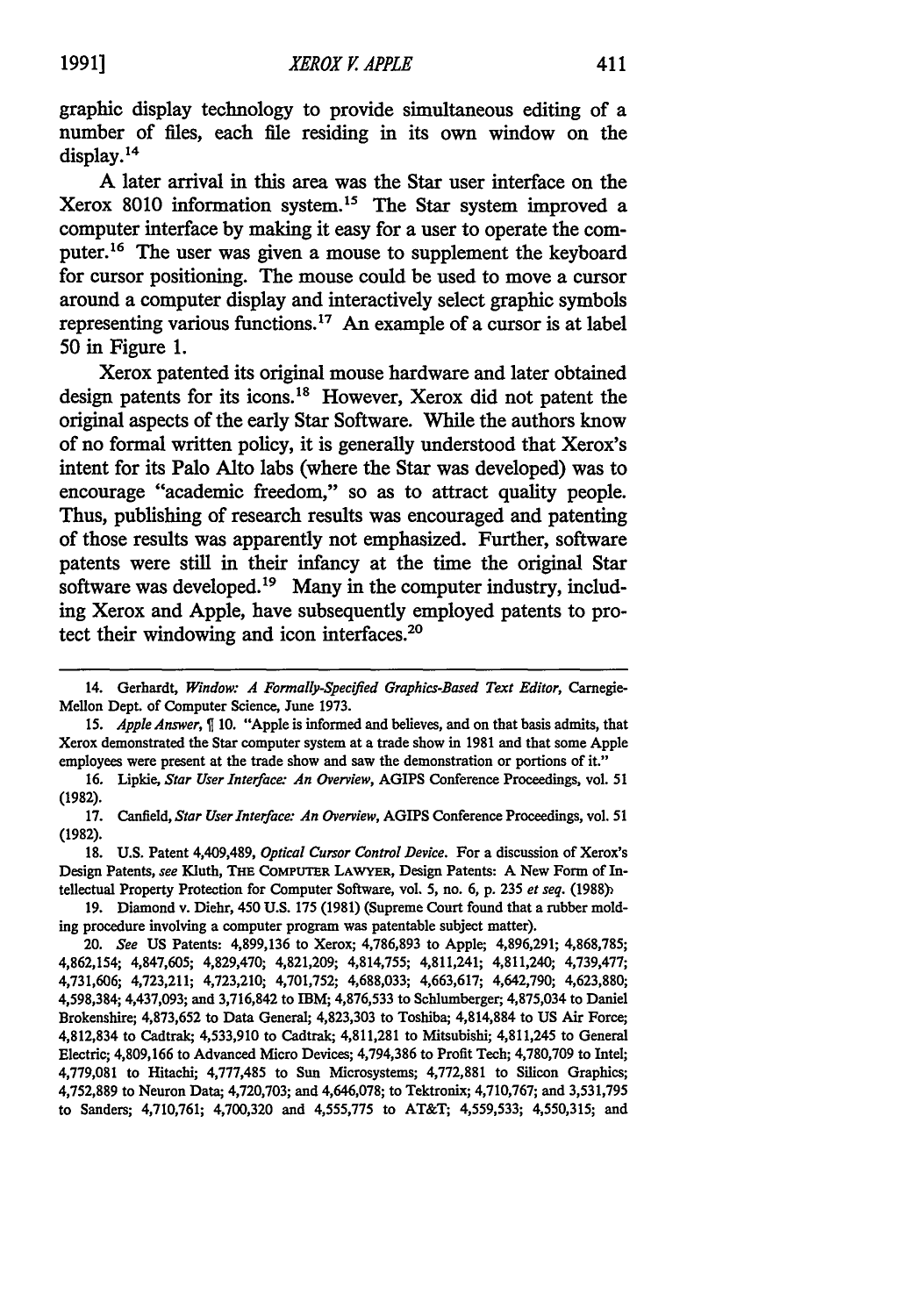graphic display technology to provide simultaneous editing of a number of files, each file residing in its own window on the display.[14]

A later arrival in this area was the Star user interface on the Xerox 8010 information system.[15] The Star system improved a computer interface by making it easy for a user to operate the computer.[16] The user was given a mouse to supplement the keyboard for cursor positioning. The mouse could be used to move a cursor around a computer display and interactively select graphic symbols representing various functions.[17] An example of a cursor is at label 50 in Figure 1.

Xerox patented its original mouse hardware and later obtained design patents for its icons.[18] However, Xerox did not patent the original aspects of the early Star Software. While the authors know of no formal written policy, it is generally understood that Xerox's intent for its Palo Alto labs (where the Star was developed) was to encourage "academic freedom," so as to attract quality people. Thus, publishing of research results was encouraged and patenting of those results was apparently not emphasized. Further, software patents were still in their infancy at the time the original Star software was developed.[19] Many in the computer industry, including Xerox and Apple, have subsequently employed patents to protect their windowing and icon interfaces.[20]

---

14. Gerhardt, *Window: A Formally-Specified Graphics-Based Text Editor*, Carnegie-Mellon Dept. of Computer Science, June 1973.

15. *Apple Answer*, ¶ 10. "Apple is informed and believes, and on that basis admits, that Xerox demonstrated the Star computer system at a trade show in 1981 and that some Apple employees were present at the trade show and saw the demonstration or portions of it."

16. Lipkie, *Star User Interface: An Overview*, AGIPS Conference Proceedings, vol. 51 (1982).

17. Canfield, *Star User Interface: An Overview*, AGIPS Conference Proceedings, vol. 51 (1982).

18. U.S. Patent 4,409,489, *Optical Cursor Control Device*. For a discussion of Xerox's Design Patents, *see* Kluth, THE COMPUTER LAWYER, Design Patents: A New Form of Intellectual Property Protection for Computer Software, vol. 5, no. 6, p. 235 *et seq.* (1988).

19. Diamond v. Diehr, 450 U.S. 175 (1981) (Supreme Court found that a rubber molding procedure involving a computer program was patentable subject matter).

20. *See* US Patents: 4,899,136 to Xerox; 4,786,893 to Apple; 4,896,291; 4,868,785; 4,862,154; 4,847,605; 4,829,470; 4,821,209; 4,814,755; 4,811,241; 4,811,240; 4,739,477; 4,731,606; 4,723,211; 4,723,210; 4,701,752; 4,688,033; 4,663,617; 4,642,790; 4,623,880; 4,598,384; 4,437,093; and 3,716,842 to IBM; 4,876,533 to Schlumberger; 4,875,034 to Daniel Brokenshire; 4,873,652 to Data General; 4,823,303 to Toshiba; 4,814,884 to US Air Force; 4,812,834 to Cadtrak; 4,533,910 to Cadtrak; 4,811,281 to Mitsubishi; 4,811,245 to General Electric; 4,809,166 to Advanced Micro Devices; 4,794,386 to Profit Tech; 4,780,709 to Intel; 4,779,081 to Hitachi; 4,777,485 to Sun Microsystems; 4,772,881 to Silicon Graphics; 4,752,889 to Neuron Data; 4,720,703; and 4,646,078; to Tektronix; 4,710,767; and 3,531,795 to Sanders; 4,710,761; 4,700,320 and 4,555,775 to AT&T; 4,559,533; 4,550,315; and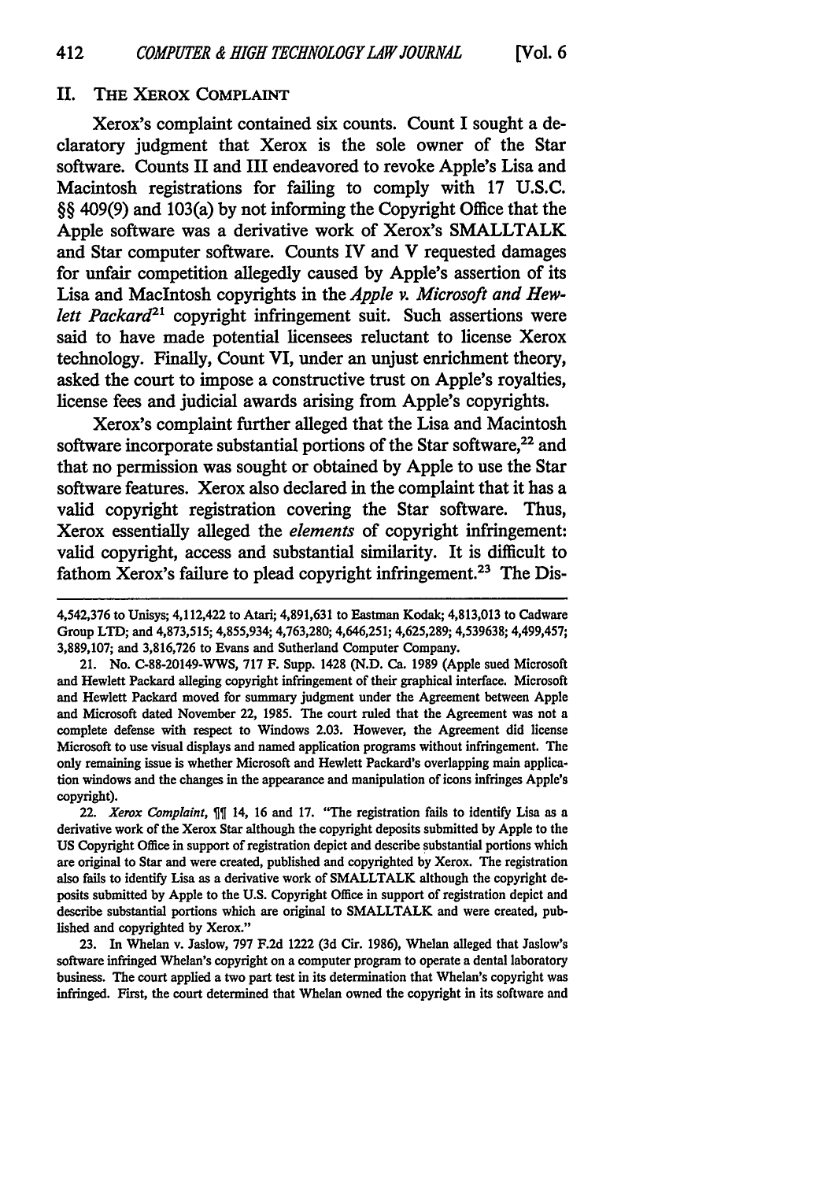## II. The Xerox Complaint

Xerox's complaint contained six counts. Count I sought a declaratory judgment that Xerox is the sole owner of the Star software. Counts II and III endeavored to revoke Apple's Lisa and Macintosh registrations for failing to comply with 17 U.S.C. §§ 409(9) and 103(a) by not informing the Copyright Office that the Apple software was a derivative work of Xerox's SMALLTALK and Star computer software. Counts IV and V requested damages for unfair competition allegedly caused by Apple's assertion of its Lisa and MacIntosh copyrights in the *Apple v. Microsoft and Hewlett Packard*[21] copyright infringement suit. Such assertions were said to have made potential licensees reluctant to license Xerox technology. Finally, Count VI, under an unjust enrichment theory, asked the court to impose a constructive trust on Apple's royalties, license fees and judicial awards arising from Apple's copyrights.

Xerox's complaint further alleged that the Lisa and Macintosh software incorporate substantial portions of the Star software,[22] and that no permission was sought or obtained by Apple to use the Star software features. Xerox also declared in the complaint that it has a valid copyright registration covering the Star software. Thus, Xerox essentially alleged the *elements* of copyright infringement: valid copyright, access and substantial similarity. It is difficult to fathom Xerox's failure to plead copyright infringement.[23] The Dis-

---

4,542,376 to Unisys; 4,112,422 to Atari; 4,891,631 to Eastman Kodak; 4,813,013 to Cadware Group LTD; and 4,873,515; 4,855,934; 4,763,280; 4,646,251; 4,625,289; 4,539638; 4,499,457; 3,889,107; and 3,816,726 to Evans and Sutherland Computer Company.

21. No. C-88-20149-WWS, 717 F. Supp. 1428 (N.D. Ca. 1989 (Apple sued Microsoft and Hewlett Packard alleging copyright infringement of their graphical interface. Microsoft and Hewlett Packard moved for summary judgment under the Agreement between Apple and Microsoft dated November 22, 1985. The court ruled that the Agreement was not a complete defense with respect to Windows 2.03. However, the Agreement did license Microsoft to use visual displays and named application programs without infringement. The only remaining issue is whether Microsoft and Hewlett Packard's overlapping main application windows and the changes in the appearance and manipulation of icons infringes Apple's copyright).

22. *Xerox Complaint*, ¶¶ 14, 16 and 17. "The registration fails to identify Lisa as a derivative work of the Xerox Star although the copyright deposits submitted by Apple to the US Copyright Office in support of registration depict and describe substantial portions which are original to Star and were created, published and copyrighted by Xerox. The registration also fails to identify Lisa as a derivative work of SMALLTALK although the copyright deposits submitted by Apple to the U.S. Copyright Office in support of registration depict and describe substantial portions which are original to SMALLTALK and were created, published and copyrighted by Xerox."

23. In Whelan v. Jaslow, 797 F.2d 1222 (3d Cir. 1986), Whelan alleged that Jaslow's software infringed Whelan's copyright on a computer program to operate a dental laboratory business. The court applied a two part test in its determination that Whelan's copyright was infringed. First, the court determined that Whelan owned the copyright in its software and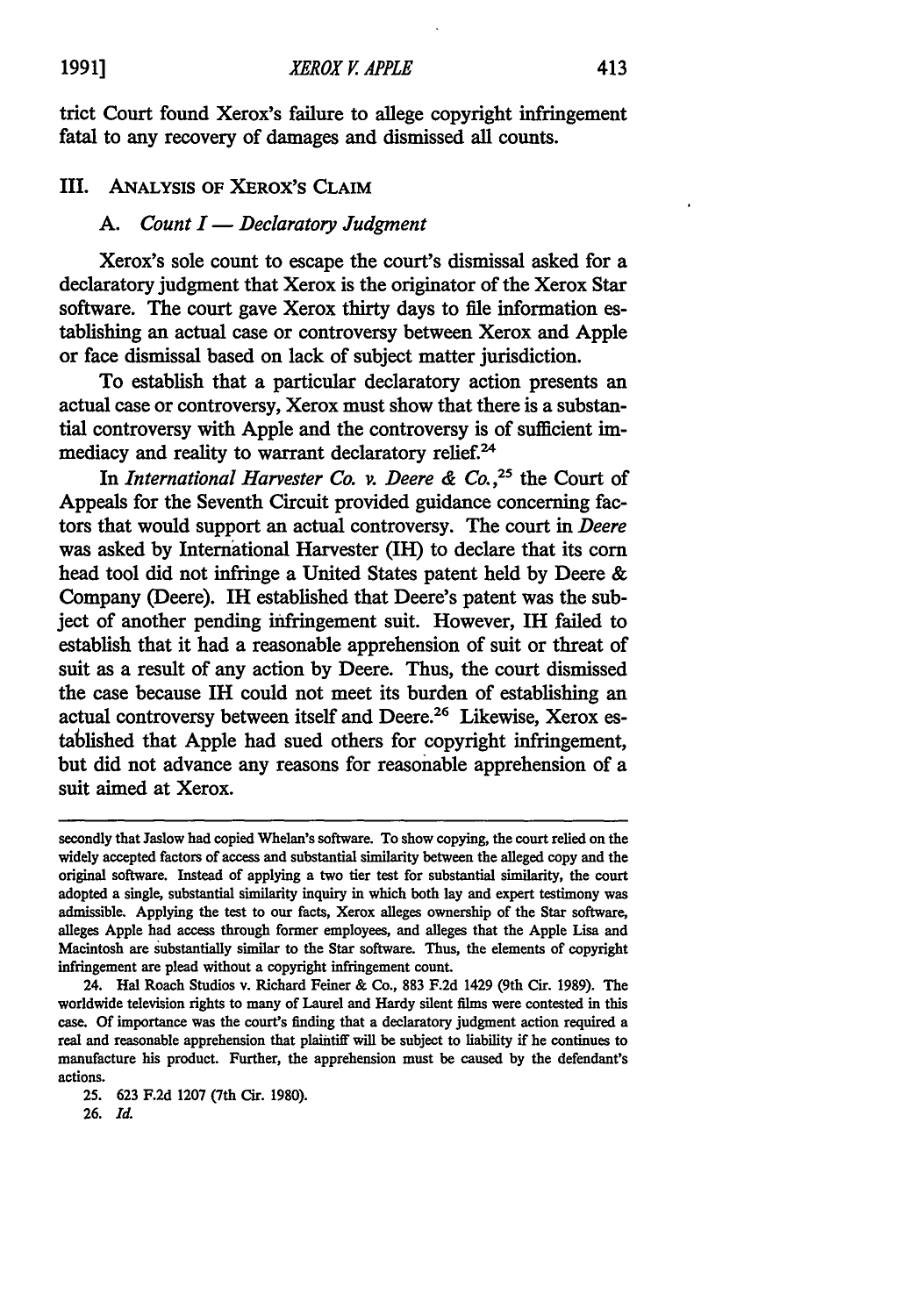trict Court found Xerox's failure to allege copyright infringement fatal to any recovery of damages and dismissed all counts.

## III. Analysis of Xerox's Claim

### A. *Count I — Declaratory Judgment*

Xerox's sole count to escape the court's dismissal asked for a declaratory judgment that Xerox is the originator of the Xerox Star software. The court gave Xerox thirty days to file information establishing an actual case or controversy between Xerox and Apple or face dismissal based on lack of subject matter jurisdiction.

To establish that a particular declaratory action presents an actual case or controversy, Xerox must show that there is a substantial controversy with Apple and the controversy is of sufficient immediacy and reality to warrant declaratory relief.[24]

In *International Harvester Co. v. Deere & Co.*,[25] the Court of Appeals for the Seventh Circuit provided guidance concerning factors that would support an actual controversy. The court in *Deere* was asked by International Harvester (IH) to declare that its corn head tool did not infringe a United States patent held by Deere & Company (Deere). IH established that Deere's patent was the subject of another pending infringement suit. However, IH failed to establish that it had a reasonable apprehension of suit or threat of suit as a result of any action by Deere. Thus, the court dismissed the case because IH could not meet its burden of establishing an actual controversy between itself and Deere.[26] Likewise, Xerox established that Apple had sued others for copyright infringement, but did not advance any reasons for reasonable apprehension of a suit aimed at Xerox.

---

secondly that Jaslow had copied Whelan's software. To show copying, the court relied on the widely accepted factors of access and substantial similarity between the alleged copy and the original software. Instead of applying a two tier test for substantial similarity, the court adopted a single, substantial similarity inquiry in which both lay and expert testimony was admissible. Applying the test to our facts, Xerox alleges ownership of the Star software, alleges Apple had access through former employees, and alleges that the Apple Lisa and Macintosh are substantially similar to the Star software. Thus, the elements of copyright infringement are plead without a copyright infringement count.

24. Hal Roach Studios v. Richard Feiner & Co., 883 F.2d 1429 (9th Cir. 1989). The worldwide television rights to many of Laurel and Hardy silent films were contested in this case. Of importance was the court's finding that a declaratory judgment action required a real and reasonable apprehension that plaintiff will be subject to liability if he continues to manufacture his product. Further, the apprehension must be caused by the defendant's actions.

25. 623 F.2d 1207 (7th Cir. 1980).

26. *Id.*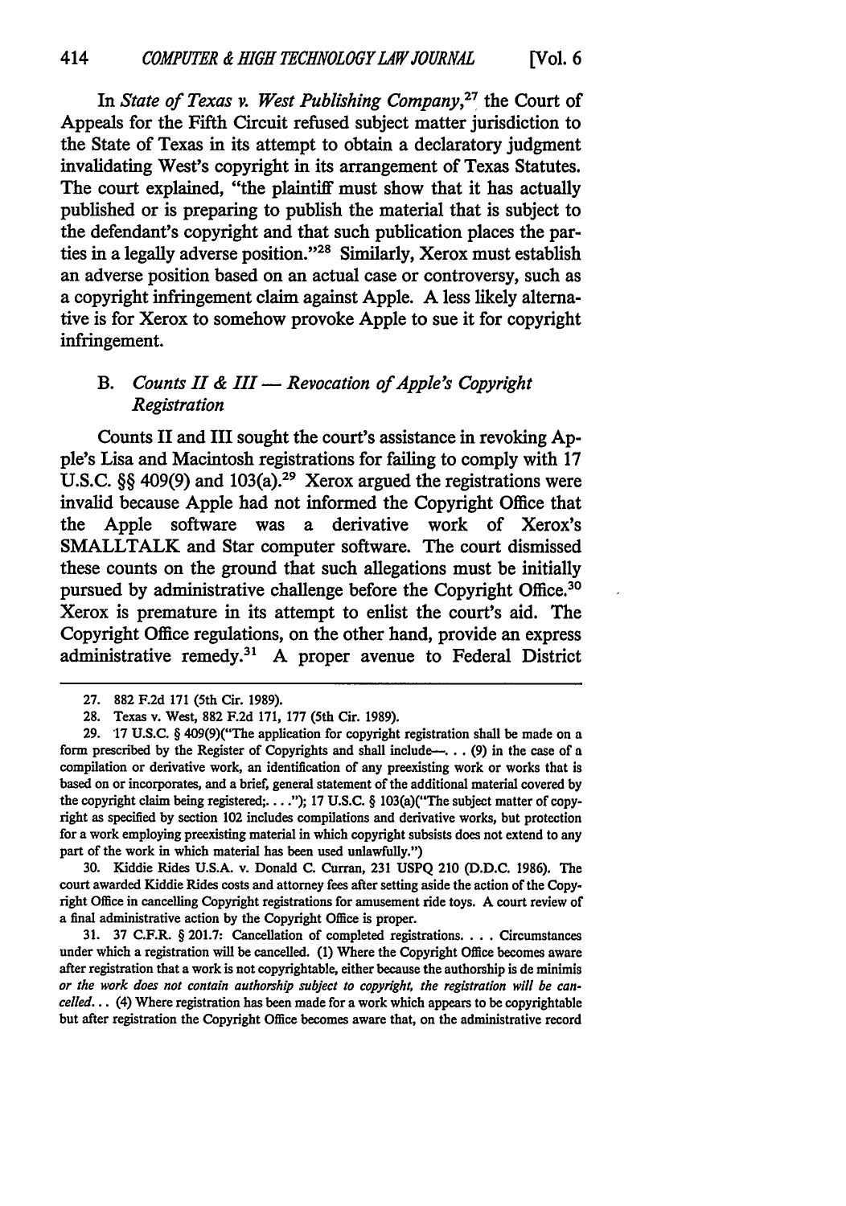In *State of Texas v. West Publishing Company*,[27] the Court of Appeals for the Fifth Circuit refused subject matter jurisdiction to the State of Texas in its attempt to obtain a declaratory judgment invalidating West's copyright in its arrangement of Texas Statutes. The court explained, "the plaintiff must show that it has actually published or is preparing to publish the material that is subject to the defendant's copyright and that such publication places the parties in a legally adverse position."[28] Similarly, Xerox must establish an adverse position based on an actual case or controversy, such as a copyright infringement claim against Apple. A less likely alternative is for Xerox to somehow provoke Apple to sue it for copyright infringement.

### B. *Counts II & III — Revocation of Apple's Copyright Registration*

Counts II and III sought the court's assistance in revoking Apple's Lisa and Macintosh registrations for failing to comply with 17 U.S.C. §§ 409(9) and 103(a).[29] Xerox argued the registrations were invalid because Apple had not informed the Copyright Office that the Apple software was a derivative work of Xerox's SMALLTALK and Star computer software. The court dismissed these counts on the ground that such allegations must be initially pursued by administrative challenge before the Copyright Office.[30] Xerox is premature in its attempt to enlist the court's aid. The Copyright Office regulations, on the other hand, provide an express administrative remedy.[31] A proper avenue to Federal District

---

27. 882 F.2d 171 (5th Cir. 1989).

28. Texas v. West, 882 F.2d 171, 177 (5th Cir. 1989).

29. 17 U.S.C. § 409(9)("The application for copyright registration shall be made on a form prescribed by the Register of Copyrights and shall include—. . . (9) in the case of a compilation or derivative work, an identification of any preexisting work or works that is based on or incorporates, and a brief, general statement of the additional material covered by the copyright claim being registered;. . . ."); 17 U.S.C. § 103(a)("The subject matter of copyright as specified by section 102 includes compilations and derivative works, but protection for a work employing preexisting material in which copyright subsists does not extend to any part of the work in which material has been used unlawfully.")

30. Kiddie Rides U.S.A. v. Donald C. Curran, 231 USPQ 210 (D.D.C. 1986). The court awarded Kiddie Rides costs and attorney fees after setting aside the action of the Copyright Office in cancelling Copyright registrations for amusement ride toys. A court review of a final administrative action by the Copyright Office is proper.

31. 37 C.F.R. § 201.7: Cancellation of completed registrations. . . . Circumstances under which a registration will be cancelled. (1) Where the Copyright Office becomes aware after registration that a work is not copyrightable, either because the authorship is de minimis *or the work does not contain authorship subject to copyright, the registration will be cancelled*. . . (4) Where registration has been made for a work which appears to be copyrightable but after registration the Copyright Office becomes aware that, on the administrative record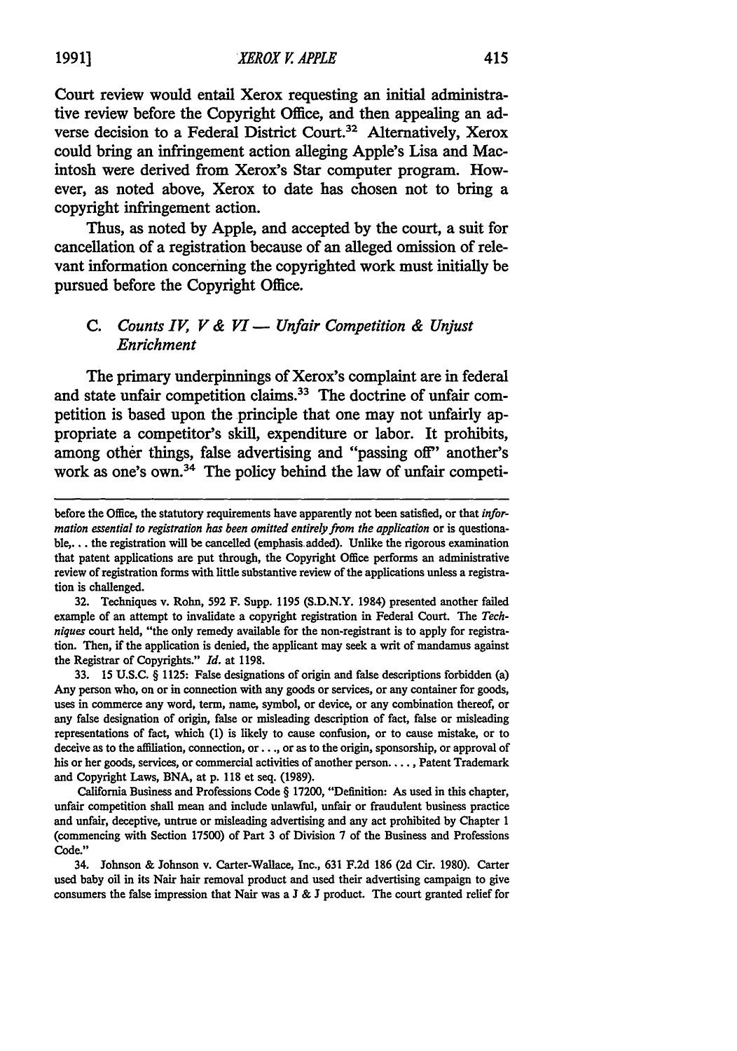Court review would entail Xerox requesting an initial administrative review before the Copyright Office, and then appealing an adverse decision to a Federal District Court.[32] Alternatively, Xerox could bring an infringement action alleging Apple's Lisa and Macintosh were derived from Xerox's Star computer program. However, as noted above, Xerox to date has chosen not to bring a copyright infringement action.

Thus, as noted by Apple, and accepted by the court, a suit for cancellation of a registration because of an alleged omission of relevant information concerning the copyrighted work must initially be pursued before the Copyright Office.

### C. *Counts IV, V & VI — Unfair Competition & Unjust Enrichment*

The primary underpinnings of Xerox's complaint are in federal and state unfair competition claims.[33] The doctrine of unfair competition is based upon the principle that one may not unfairly appropriate a competitor's skill, expenditure or labor. It prohibits, among other things, false advertising and "passing off" another's work as one's own.[34] The policy behind the law of unfair competi-

---

before the Office, the statutory requirements have apparently not been satisfied, or that *information essential to registration has been omitted entirely from the application* or is questionable,. . . the registration will be cancelled (emphasis added). Unlike the rigorous examination that patent applications are put through, the Copyright Office performs an administrative review of registration forms with little substantive review of the applications unless a registration is challenged.

32. Techniques v. Rohn, 592 F. Supp. 1195 (S.D.N.Y. 1984) presented another failed example of an attempt to invalidate a copyright registration in Federal Court. The *Techniques* court held, "the only remedy available for the non-registrant is to apply for registration. Then, if the application is denied, the applicant may seek a writ of mandamus against the Registrar of Copyrights." *Id.* at 1198.

33. 15 U.S.C. § 1125: False designations of origin and false descriptions forbidden (a) Any person who, on or in connection with any goods or services, or any container for goods, uses in commerce any word, term, name, symbol, or device, or any combination thereof, or any false designation of origin, false or misleading description of fact, false or misleading representations of fact, which (1) is likely to cause confusion, or to cause mistake, or to deceive as to the affiliation, connection, or . . ., or as to the origin, sponsorship, or approval of his or her goods, services, or commercial activities of another person. . . ., Patent Trademark and Copyright Laws, BNA, at p. 118 et seq. (1989).

California Business and Professions Code § 17200, "Definition: As used in this chapter, unfair competition shall mean and include unlawful, unfair or fraudulent business practice and unfair, deceptive, untrue or misleading advertising and any act prohibited by Chapter 1 (commencing with Section 17500) of Part 3 of Division 7 of the Business and Professions Code."

34. Johnson & Johnson v. Carter-Wallace, Inc., 631 F.2d 186 (2d Cir. 1980). Carter used baby oil in its Nair hair removal product and used their advertising campaign to give consumers the false impression that Nair was a J & J product. The court granted relief for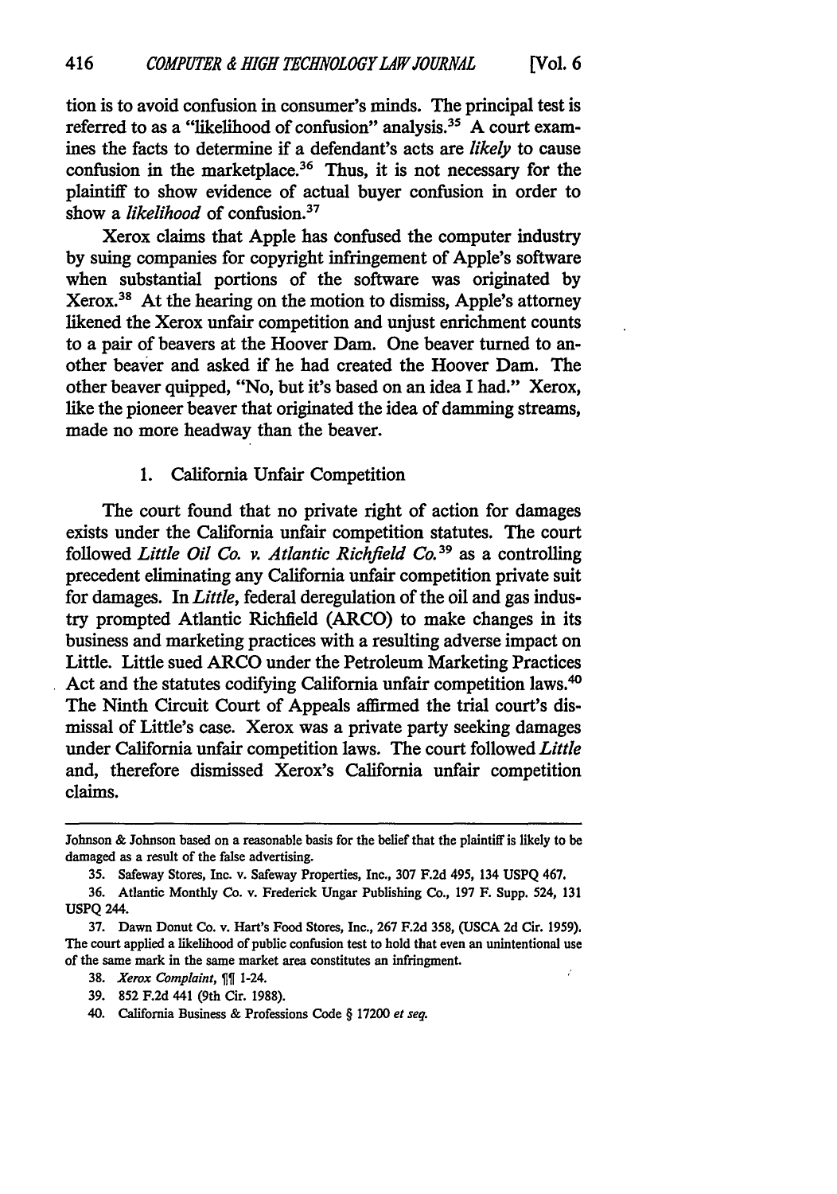tion is to avoid confusion in consumer's minds. The principal test is referred to as a "likelihood of confusion" analysis.[35] A court examines the facts to determine if a defendant's acts are *likely* to cause confusion in the marketplace.[36] Thus, it is not necessary for the plaintiff to show evidence of actual buyer confusion in order to show a *likelihood* of confusion.[37]

Xerox claims that Apple has confused the computer industry by suing companies for copyright infringement of Apple's software when substantial portions of the software was originated by Xerox.[38] At the hearing on the motion to dismiss, Apple's attorney likened the Xerox unfair competition and unjust enrichment counts to a pair of beavers at the Hoover Dam. One beaver turned to another beaver and asked if he had created the Hoover Dam. The other beaver quipped, "No, but it's based on an idea I had." Xerox, like the pioneer beaver that originated the idea of damming streams, made no more headway than the beaver.

### 1. California Unfair Competition

The court found that no private right of action for damages exists under the California unfair competition statutes. The court followed *Little Oil Co. v. Atlantic Richfield Co.*[39] as a controlling precedent eliminating any California unfair competition private suit for damages. In *Little*, federal deregulation of the oil and gas industry prompted Atlantic Richfield (ARCO) to make changes in its business and marketing practices with a resulting adverse impact on Little. Little sued ARCO under the Petroleum Marketing Practices Act and the statutes codifying California unfair competition laws.[40] The Ninth Circuit Court of Appeals affirmed the trial court's dismissal of Little's case. Xerox was a private party seeking damages under California unfair competition laws. The court followed *Little* and, therefore dismissed Xerox's California unfair competition claims.

---

Johnson & Johnson based on a reasonable basis for the belief that the plaintiff is likely to be damaged as a result of the false advertising.

35. Safeway Stores, Inc. v. Safeway Properties, Inc., 307 F.2d 495, 134 USPQ 467.

36. Atlantic Monthly Co. v. Frederick Ungar Publishing Co., 197 F. Supp. 524, 131 USPQ 244.

37. Dawn Donut Co. v. Hart's Food Stores, Inc., 267 F.2d 358, (USCA 2d Cir. 1959). The court applied a likelihood of public confusion test to hold that even an unintentional use of the same mark in the same market area constitutes an infringment.

38. *Xerox Complaint*, ¶¶ 1-24.

39. 852 F.2d 441 (9th Cir. 1988).

40. California Business & Professions Code § 17200 *et seq.*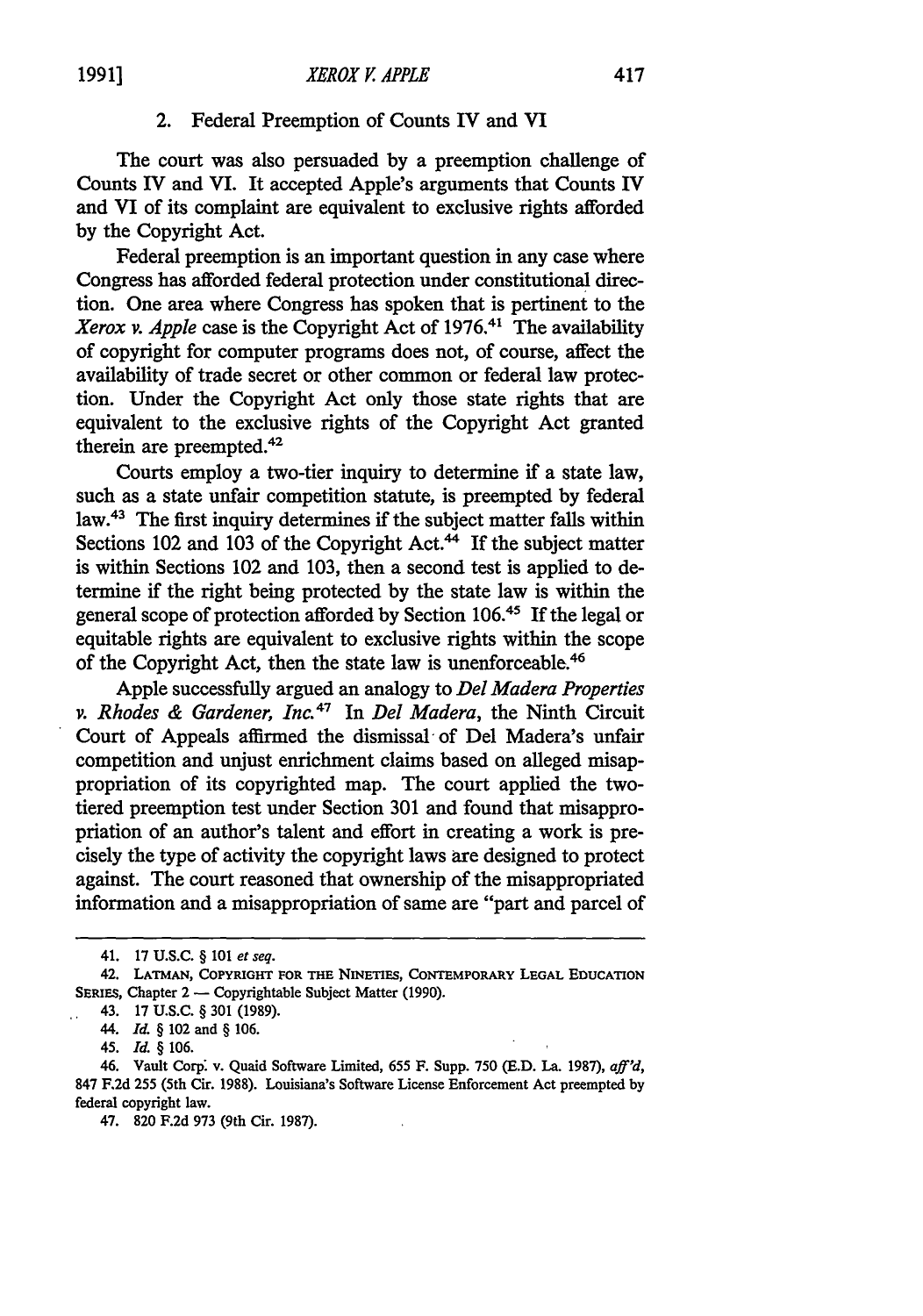### 2. Federal Preemption of Counts IV and VI

The court was also persuaded by a preemption challenge of Counts IV and VI. It accepted Apple's arguments that Counts IV and VI of its complaint are equivalent to exclusive rights afforded by the Copyright Act.

Federal preemption is an important question in any case where Congress has afforded federal protection under constitutional direction. One area where Congress has spoken that is pertinent to the *Xerox v. Apple* case is the Copyright Act of 1976.[41] The availability of copyright for computer programs does not, of course, affect the availability of trade secret or other common or federal law protection. Under the Copyright Act only those state rights that are equivalent to the exclusive rights of the Copyright Act granted therein are preempted.[42]

Courts employ a two-tier inquiry to determine if a state law, such as a state unfair competition statute, is preempted by federal law.[43] The first inquiry determines if the subject matter falls within Sections 102 and 103 of the Copyright Act.[44] If the subject matter is within Sections 102 and 103, then a second test is applied to determine if the right being protected by the state law is within the general scope of protection afforded by Section 106.[45] If the legal or equitable rights are equivalent to exclusive rights within the scope of the Copyright Act, then the state law is unenforceable.[46]

Apple successfully argued an analogy to *Del Madera Properties v. Rhodes & Gardener, Inc.*[47] In *Del Madera*, the Ninth Circuit Court of Appeals affirmed the dismissal of Del Madera's unfair competition and unjust enrichment claims based on alleged misappropriation of its copyrighted map. The court applied the two-tiered preemption test under Section 301 and found that misappropriation of an author's talent and effort in creating a work is precisely the type of activity the copyright laws are designed to protect against. The court reasoned that ownership of the misappropriated information and a misappropriation of same are "part and parcel of

---

41. 17 U.S.C. § 101 *et seq.*

42. LATMAN, COPYRIGHT FOR THE NINETIES, CONTEMPORARY LEGAL EDUCATION SERIES, Chapter 2 — Copyrightable Subject Matter (1990).

43. 17 U.S.C. § 301 (1989).

44. *Id.* § 102 and § 106.

45. *Id.* § 106.

46. Vault Corp. v. Quaid Software Limited, 655 F. Supp. 750 (E.D. La. 1987), *aff'd*, 847 F.2d 255 (5th Cir. 1988). Louisiana's Software License Enforcement Act preempted by federal copyright law.

47. 820 F.2d 973 (9th Cir. 1987).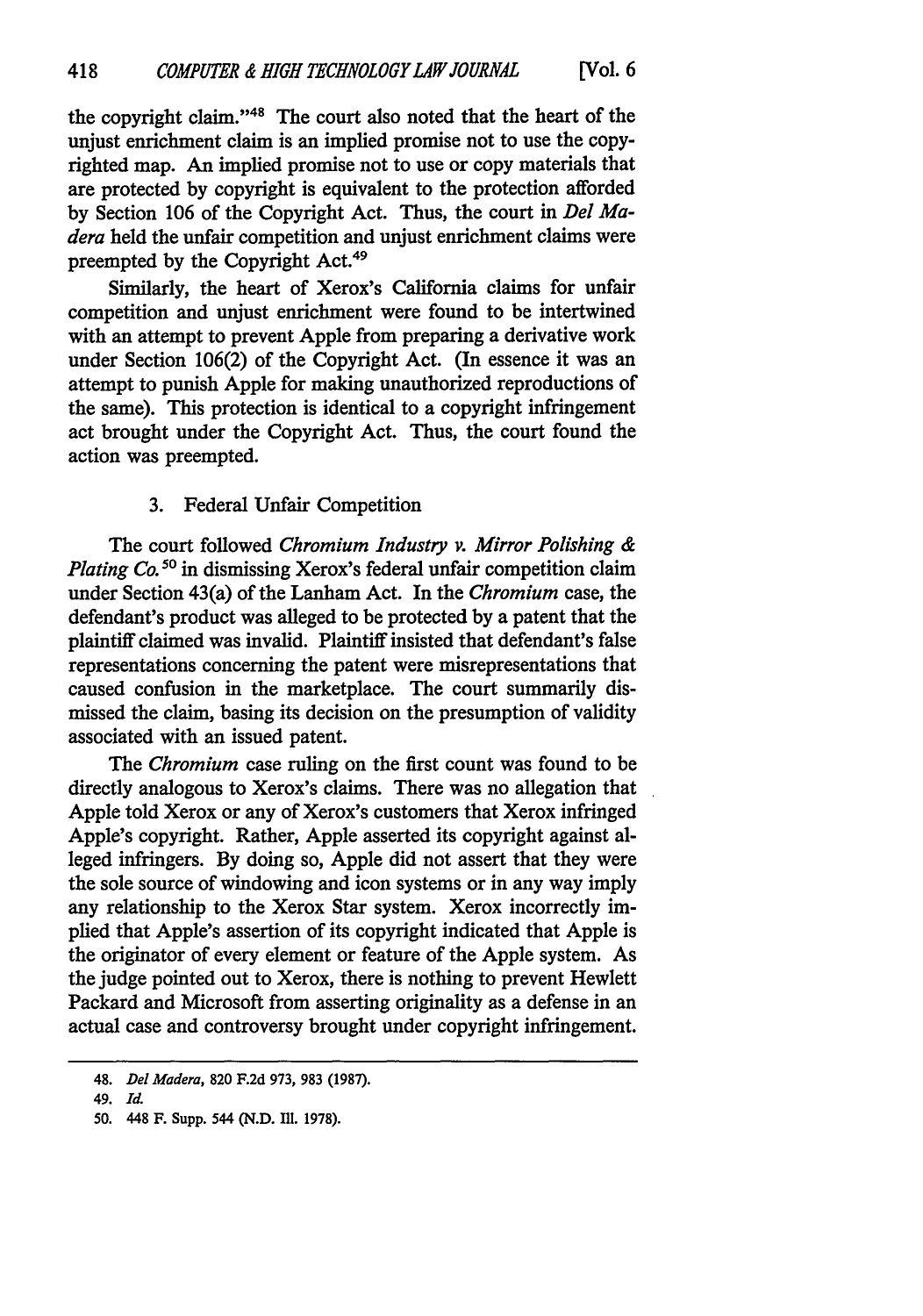the copyright claim."[48] The court also noted that the heart of the unjust enrichment claim is an implied promise not to use the copyrighted map. An implied promise not to use or copy materials that are protected by copyright is equivalent to the protection afforded by Section 106 of the Copyright Act. Thus, the court in *Del Madera* held the unfair competition and unjust enrichment claims were preempted by the Copyright Act.[49]

Similarly, the heart of Xerox's California claims for unfair competition and unjust enrichment were found to be intertwined with an attempt to prevent Apple from preparing a derivative work under Section 106(2) of the Copyright Act. (In essence it was an attempt to punish Apple for making unauthorized reproductions of the same). This protection is identical to a copyright infringement act brought under the Copyright Act. Thus, the court found the action was preempted.

### 3. Federal Unfair Competition

The court followed *Chromium Industry v. Mirror Polishing & Plating Co.*[50] in dismissing Xerox's federal unfair competition claim under Section 43(a) of the Lanham Act. In the *Chromium* case, the defendant's product was alleged to be protected by a patent that the plaintiff claimed was invalid. Plaintiff insisted that defendant's false representations concerning the patent were misrepresentations that caused confusion in the marketplace. The court summarily dismissed the claim, basing its decision on the presumption of validity associated with an issued patent.

The *Chromium* case ruling on the first count was found to be directly analogous to Xerox's claims. There was no allegation that Apple told Xerox or any of Xerox's customers that Xerox infringed Apple's copyright. Rather, Apple asserted its copyright against alleged infringers. By doing so, Apple did not assert that they were the sole source of windowing and icon systems or in any way imply any relationship to the Xerox Star system. Xerox incorrectly implied that Apple's assertion of its copyright indicated that Apple is the originator of every element or feature of the Apple system. As the judge pointed out to Xerox, there is nothing to prevent Hewlett Packard and Microsoft from asserting originality as a defense in an actual case and controversy brought under copyright infringement.

---

48. *Del Madera*, 820 F.2d 973, 983 (1987).

49. *Id.*

50. 448 F. Supp. 544 (N.D. Ill. 1978).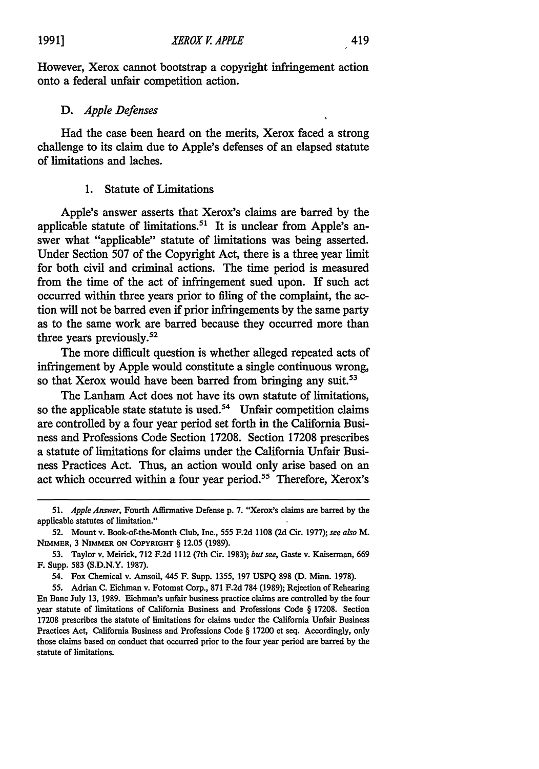However, Xerox cannot bootstrap a copyright infringement action onto a federal unfair competition action.

### D. *Apple Defenses*

Had the case been heard on the merits, Xerox faced a strong challenge to its claim due to Apple's defenses of an elapsed statute of limitations and laches.

#### 1. Statute of Limitations

Apple's answer asserts that Xerox's claims are barred by the applicable statute of limitations.[51] It is unclear from Apple's answer what "applicable" statute of limitations was being asserted. Under Section 507 of the Copyright Act, there is a three year limit for both civil and criminal actions. The time period is measured from the time of the act of infringement sued upon. If such act occurred within three years prior to filing of the complaint, the action will not be barred even if prior infringements by the same party as to the same work are barred because they occurred more than three years previously.[52]

The more difficult question is whether alleged repeated acts of infringement by Apple would constitute a single continuous wrong, so that Xerox would have been barred from bringing any suit.[53]

The Lanham Act does not have its own statute of limitations, so the applicable state statute is used.[54] Unfair competition claims are controlled by a four year period set forth in the California Business and Professions Code Section 17208. Section 17208 prescribes a statute of limitations for claims under the California Unfair Business Practices Act. Thus, an action would only arise based on an act which occurred within a four year period.[55] Therefore, Xerox's

---

51. *Apple Answer*, Fourth Affirmative Defense p. 7. "Xerox's claims are barred by the applicable statutes of limitation."

52. Mount v. Book-of-the-Month Club, Inc., 555 F.2d 1108 (2d Cir. 1977); *see also* M. NIMMER, 3 NIMMER ON COPYRIGHT § 12.05 (1989).

53. Taylor v. Meirick, 712 F.2d 1112 (7th Cir. 1983); *but see*, Gaste v. Kaiserman, 669 F. Supp. 583 (S.D.N.Y. 1987).

54. Fox Chemical v. Amsoil, 445 F. Supp. 1355, 197 USPQ 898 (D. Minn. 1978).

55. Adrian C. Eichman v. Fotomat Corp., 871 F.2d 784 (1989); Rejection of Rehearing En Banc July 13, 1989. Eichman's unfair business practice claims are controlled by the four year statute of limitations of California Business and Professions Code § 17208. Section 17208 prescribes the statute of limitations for claims under the California Unfair Business Practices Act, California Business and Professions Code § 17200 et seq. Accordingly, only those claims based on conduct that occurred prior to the four year period are barred by the statute of limitations.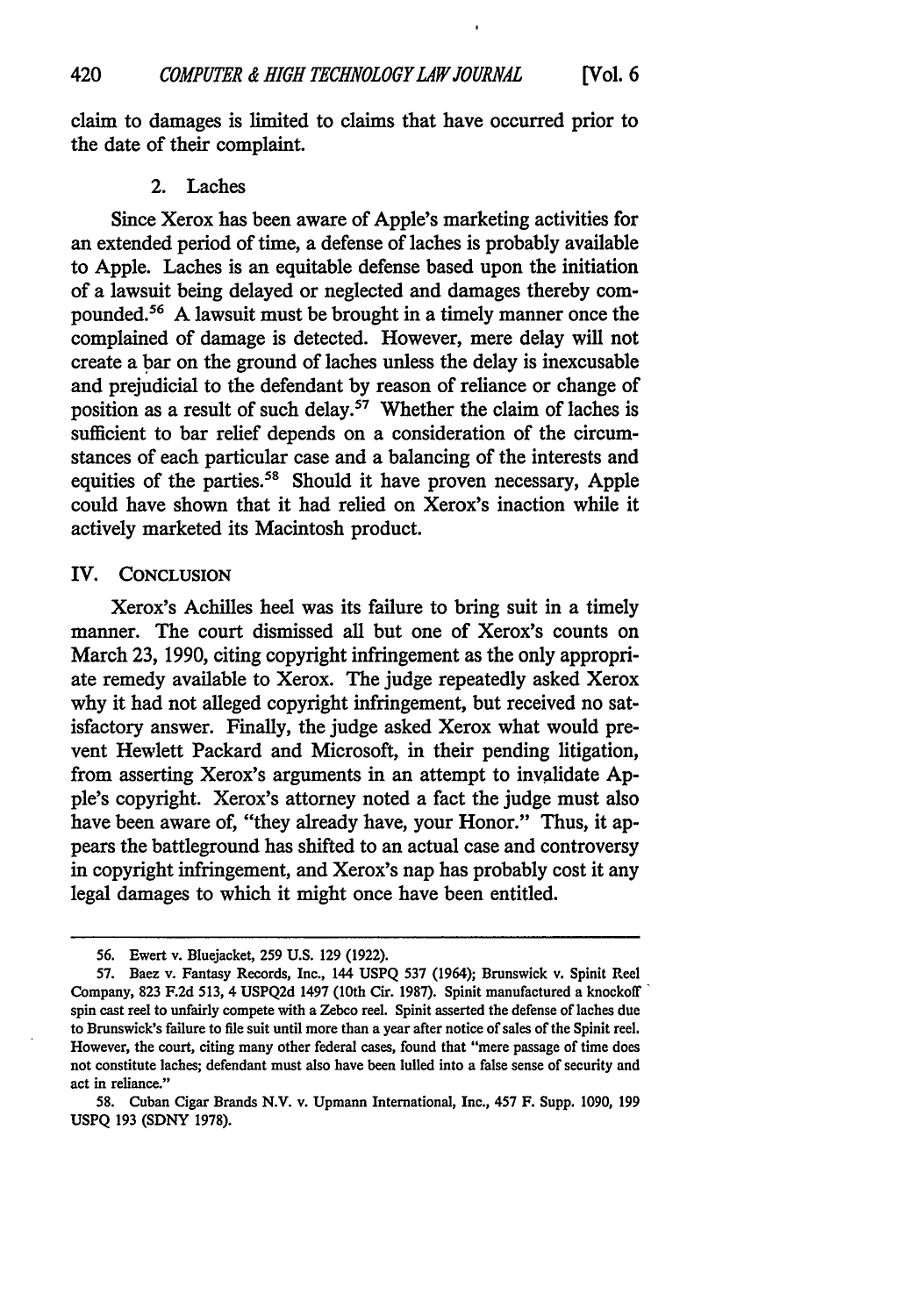claim to damages is limited to claims that have occurred prior to the date of their complaint.

### 2. Laches

Since Xerox has been aware of Apple's marketing activities for an extended period of time, a defense of laches is probably available to Apple. Laches is an equitable defense based upon the initiation of a lawsuit being delayed or neglected and damages thereby compounded.[56] A lawsuit must be brought in a timely manner once the complained of damage is detected. However, mere delay will not create a bar on the ground of laches unless the delay is inexcusable and prejudicial to the defendant by reason of reliance or change of position as a result of such delay.[57] Whether the claim of laches is sufficient to bar relief depends on a consideration of the circumstances of each particular case and a balancing of the interests and equities of the parties.[58] Should it have proven necessary, Apple could have shown that it had relied on Xerox's inaction while it actively marketed its Macintosh product.

## IV. Conclusion

Xerox's Achilles heel was its failure to bring suit in a timely manner. The court dismissed all but one of Xerox's counts on March 23, 1990, citing copyright infringement as the only appropriate remedy available to Xerox. The judge repeatedly asked Xerox why it had not alleged copyright infringement, but received no satisfactory answer. Finally, the judge asked Xerox what would prevent Hewlett Packard and Microsoft, in their pending litigation, from asserting Xerox's arguments in an attempt to invalidate Apple's copyright. Xerox's attorney noted a fact the judge must also have been aware of, "they already have, your Honor." Thus, it appears the battleground has shifted to an actual case and controversy in copyright infringement, and Xerox's nap has probably cost it any legal damages to which it might once have been entitled.

---

56. Ewert v. Bluejacket, 259 U.S. 129 (1922).

57. Baez v. Fantasy Records, Inc., 144 USPQ 537 (1964); Brunswick v. Spinit Reel Company, 823 F.2d 513, 4 USPQ2d 1497 (10th Cir. 1987). Spinit manufactured a knockoff spin cast reel to unfairly compete with a Zebco reel. Spinit asserted the defense of laches due to Brunswick's failure to file suit until more than a year after notice of sales of the Spinit reel. However, the court, citing many other federal cases, found that "mere passage of time does not constitute laches; defendant must also have been lulled into a false sense of security and act in reliance."

58. Cuban Cigar Brands N.V. v. Upmann International, Inc., 457 F. Supp. 1090, 199 USPQ 193 (SDNY 1978).